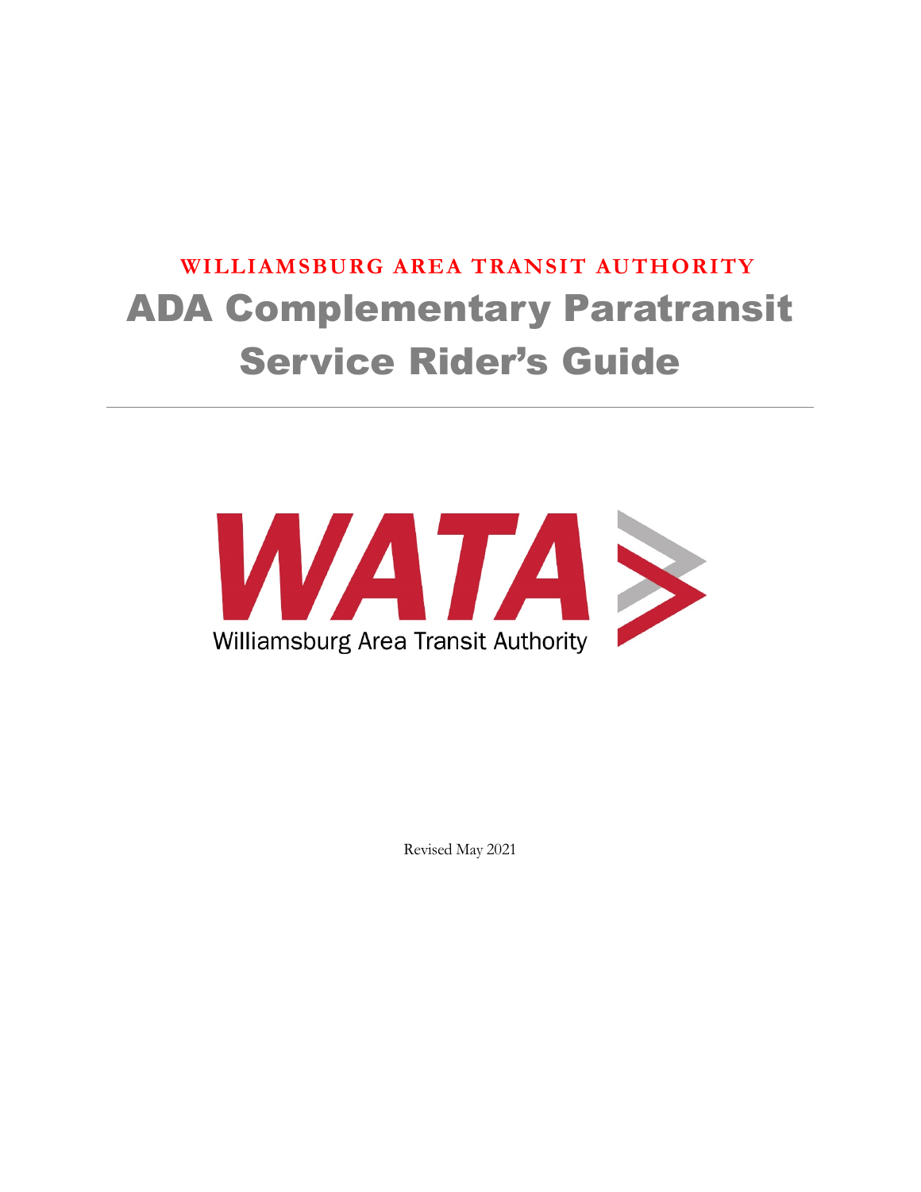**WILLIAMSBURG AREA TRANSIT AUTHORITY**

# ADA Complementary Paratransit Service Rider's Guide

---

WATA

Williamsburg Area Transit Authority

Revised May 2021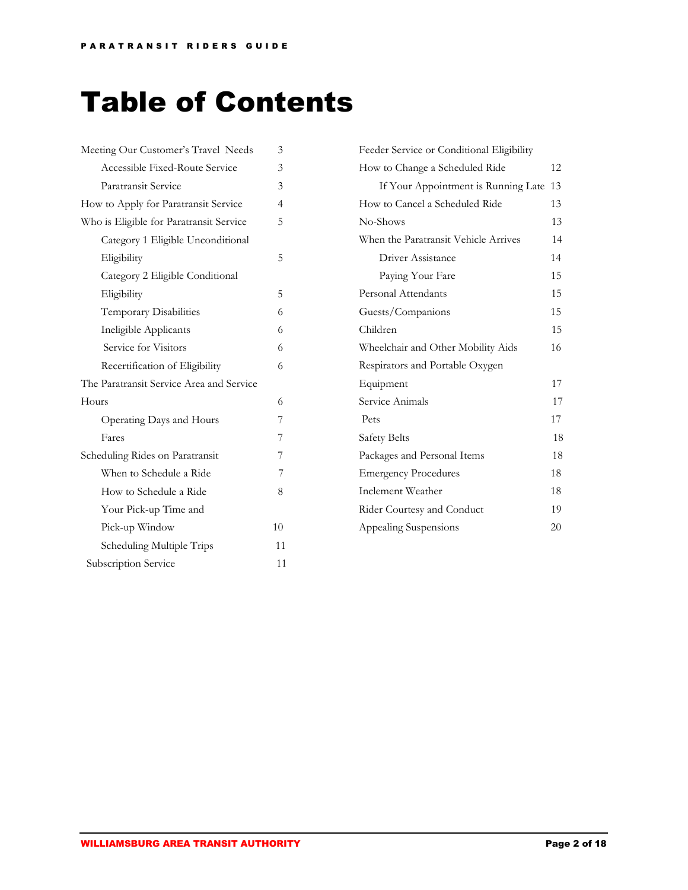# Table of Contents

| | |
|---|---|
| Meeting Our Customer's Travel Needs | 3 |
| Accessible Fixed-Route Service | 3 |
| Paratransit Service | 3 |
| How to Apply for Paratransit Service | 4 |
| Who is Eligible for Paratransit Service | 5 |
| Category 1 Eligible Unconditional Eligibility | 5 |
| Category 2 Eligible Conditional Eligibility | 5 |
| Temporary Disabilities | 6 |
| Ineligible Applicants | 6 |
| Service for Visitors | 6 |
| Recertification of Eligibility | 6 |
| The Paratransit Service Area and Service Hours | 6 |
| Operating Days and Hours | 7 |
| Fares | 7 |
| Scheduling Rides on Paratransit | 7 |
| When to Schedule a Ride | 7 |
| How to Schedule a Ride | 8 |
| Your Pick-up Time and Pick-up Window | 10 |
| Scheduling Multiple Trips | 11 |
| Subscription Service | 11 |
| Feeder Service or Conditional Eligibility | |
| How to Change a Scheduled Ride | 12 |
| If Your Appointment is Running Late | 13 |
| How to Cancel a Scheduled Ride | 13 |
| No-Shows | 13 |
| When the Paratransit Vehicle Arrives | 14 |
| Driver Assistance | 14 |
| Paying Your Fare | 15 |
| Personal Attendants | 15 |
| Guests/Companions | 15 |
| Children | 15 |
| Wheelchair and Other Mobility Aids | 16 |
| Respirators and Portable Oxygen Equipment | 17 |
| Service Animals | 17 |
| Pets | 17 |
| Safety Belts | 18 |
| Packages and Personal Items | 18 |
| Emergency Procedures | 18 |
| Inclement Weather | 18 |
| Rider Courtesy and Conduct | 19 |
| Appealing Suspensions | 20 |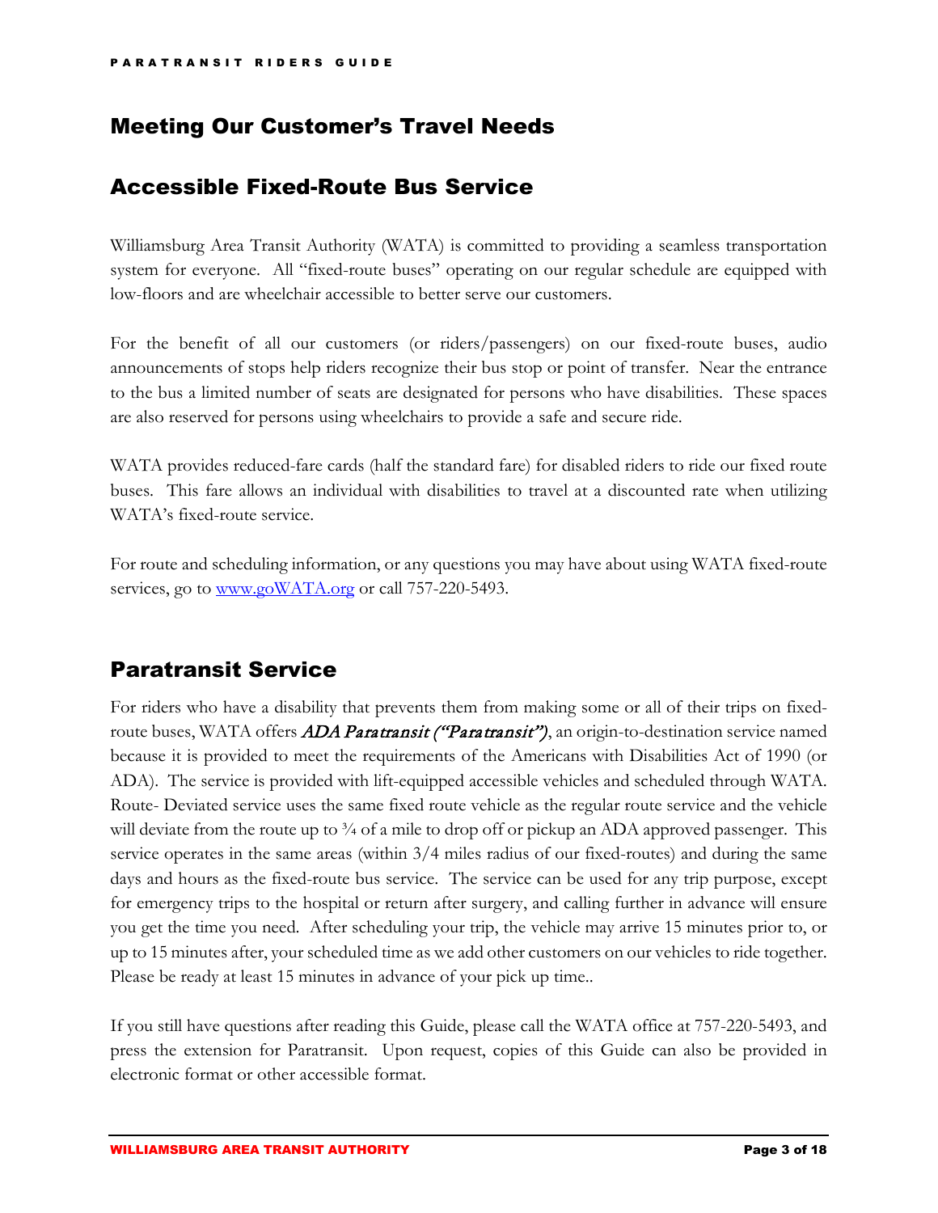## Meeting Our Customer's Travel Needs

## Accessible Fixed-Route Bus Service

Williamsburg Area Transit Authority (WATA) is committed to providing a seamless transportation system for everyone. All "fixed-route buses" operating on our regular schedule are equipped with low-floors and are wheelchair accessible to better serve our customers.

For the benefit of all our customers (or riders/passengers) on our fixed-route buses, audio announcements of stops help riders recognize their bus stop or point of transfer. Near the entrance to the bus a limited number of seats are designated for persons who have disabilities. These spaces are also reserved for persons using wheelchairs to provide a safe and secure ride.

WATA provides reduced-fare cards (half the standard fare) for disabled riders to ride our fixed route buses. This fare allows an individual with disabilities to travel at a discounted rate when utilizing WATA's fixed-route service.

For route and scheduling information, or any questions you may have about using WATA fixed-route services, go to [www.goWATA.org](http://www.goWATA.org) or call 757-220-5493.

## Paratransit Service

For riders who have a disability that prevents them from making some or all of their trips on fixed-route buses, WATA offers *ADA Paratransit ("Paratransit")*, an origin-to-destination service named because it is provided to meet the requirements of the Americans with Disabilities Act of 1990 (or ADA). The service is provided with lift-equipped accessible vehicles and scheduled through WATA. Route- Deviated service uses the same fixed route vehicle as the regular route service and the vehicle will deviate from the route up to ¾ of a mile to drop off or pickup an ADA approved passenger. This service operates in the same areas (within 3/4 miles radius of our fixed-routes) and during the same days and hours as the fixed-route bus service. The service can be used for any trip purpose, except for emergency trips to the hospital or return after surgery, and calling further in advance will ensure you get the time you need. After scheduling your trip, the vehicle may arrive 15 minutes prior to, or up to 15 minutes after, your scheduled time as we add other customers on our vehicles to ride together. Please be ready at least 15 minutes in advance of your pick up time..

If you still have questions after reading this Guide, please call the WATA office at 757-220-5493, and press the extension for Paratransit. Upon request, copies of this Guide can also be provided in electronic format or other accessible format.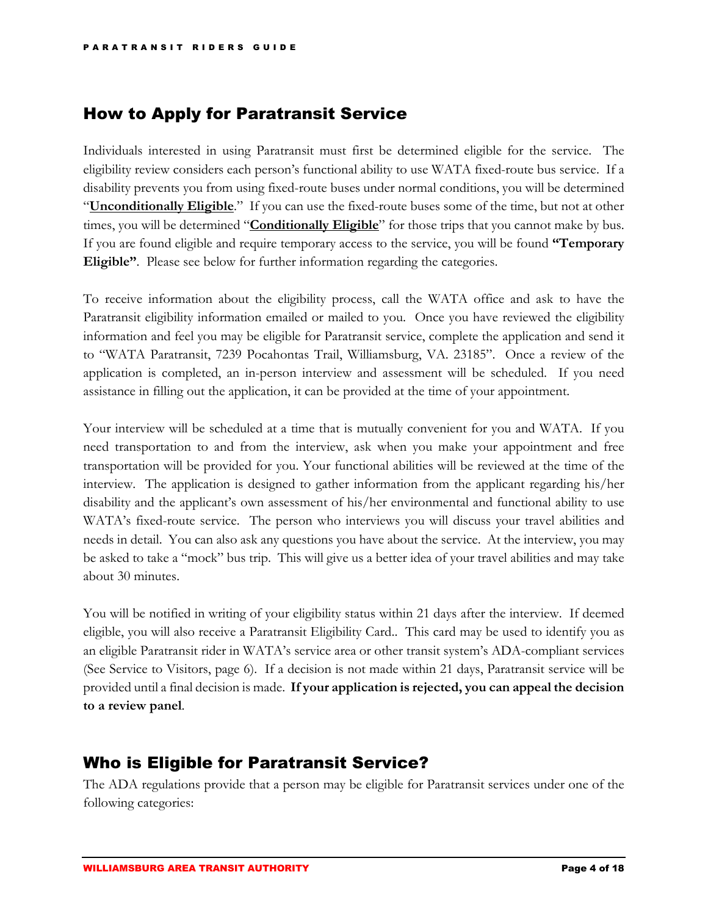## How to Apply for Paratransit Service

Individuals interested in using Paratransit must first be determined eligible for the service. The eligibility review considers each person's functional ability to use WATA fixed-route bus service. If a disability prevents you from using fixed-route buses under normal conditions, you will be determined "**Unconditionally Eligible**." If you can use the fixed-route buses some of the time, but not at other times, you will be determined "**Conditionally Eligible**" for those trips that you cannot make by bus. If you are found eligible and require temporary access to the service, you will be found **"Temporary Eligible"**. Please see below for further information regarding the categories.

To receive information about the eligibility process, call the WATA office and ask to have the Paratransit eligibility information emailed or mailed to you. Once you have reviewed the eligibility information and feel you may be eligible for Paratransit service, complete the application and send it to "WATA Paratransit, 7239 Pocahontas Trail, Williamsburg, VA. 23185". Once a review of the application is completed, an in-person interview and assessment will be scheduled. If you need assistance in filling out the application, it can be provided at the time of your appointment.

Your interview will be scheduled at a time that is mutually convenient for you and WATA. If you need transportation to and from the interview, ask when you make your appointment and free transportation will be provided for you. Your functional abilities will be reviewed at the time of the interview. The application is designed to gather information from the applicant regarding his/her disability and the applicant's own assessment of his/her environmental and functional ability to use WATA's fixed-route service. The person who interviews you will discuss your travel abilities and needs in detail. You can also ask any questions you have about the service. At the interview, you may be asked to take a "mock" bus trip. This will give us a better idea of your travel abilities and may take about 30 minutes.

You will be notified in writing of your eligibility status within 21 days after the interview. If deemed eligible, you will also receive a Paratransit Eligibility Card.. This card may be used to identify you as an eligible Paratransit rider in WATA's service area or other transit system's ADA-compliant services (See Service to Visitors, page 6). If a decision is not made within 21 days, Paratransit service will be provided until a final decision is made. **If your application is rejected, you can appeal the decision to a review panel**.

## Who is Eligible for Paratransit Service?

The ADA regulations provide that a person may be eligible for Paratransit services under one of the following categories: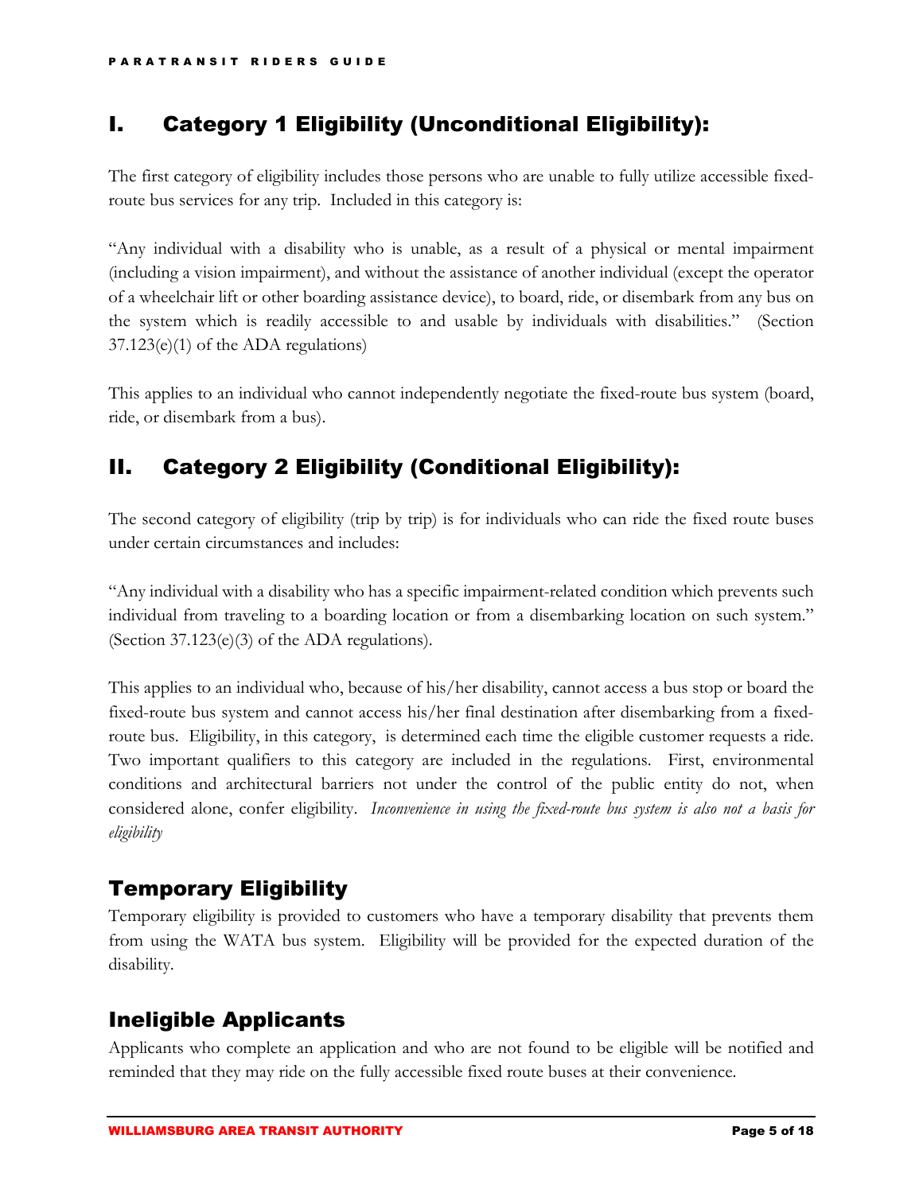## I. Category 1 Eligibility (Unconditional Eligibility):

The first category of eligibility includes those persons who are unable to fully utilize accessible fixed-route bus services for any trip. Included in this category is:

"Any individual with a disability who is unable, as a result of a physical or mental impairment (including a vision impairment), and without the assistance of another individual (except the operator of a wheelchair lift or other boarding assistance device), to board, ride, or disembark from any bus on the system which is readily accessible to and usable by individuals with disabilities." (Section 37.123(e)(1) of the ADA regulations)

This applies to an individual who cannot independently negotiate the fixed-route bus system (board, ride, or disembark from a bus).

## II. Category 2 Eligibility (Conditional Eligibility):

The second category of eligibility (trip by trip) is for individuals who can ride the fixed route buses under certain circumstances and includes:

"Any individual with a disability who has a specific impairment-related condition which prevents such individual from traveling to a boarding location or from a disembarking location on such system." (Section 37.123(e)(3) of the ADA regulations).

This applies to an individual who, because of his/her disability, cannot access a bus stop or board the fixed-route bus system and cannot access his/her final destination after disembarking from a fixed-route bus. Eligibility, in this category, is determined each time the eligible customer requests a ride. Two important qualifiers to this category are included in the regulations. First, environmental conditions and architectural barriers not under the control of the public entity do not, when considered alone, confer eligibility. *Inconvenience in using the fixed-route bus system is also not a basis for eligibility*

### Temporary Eligibility

Temporary eligibility is provided to customers who have a temporary disability that prevents them from using the WATA bus system. Eligibility will be provided for the expected duration of the disability.

### Ineligible Applicants

Applicants who complete an application and who are not found to be eligible will be notified and reminded that they may ride on the fully accessible fixed route buses at their convenience.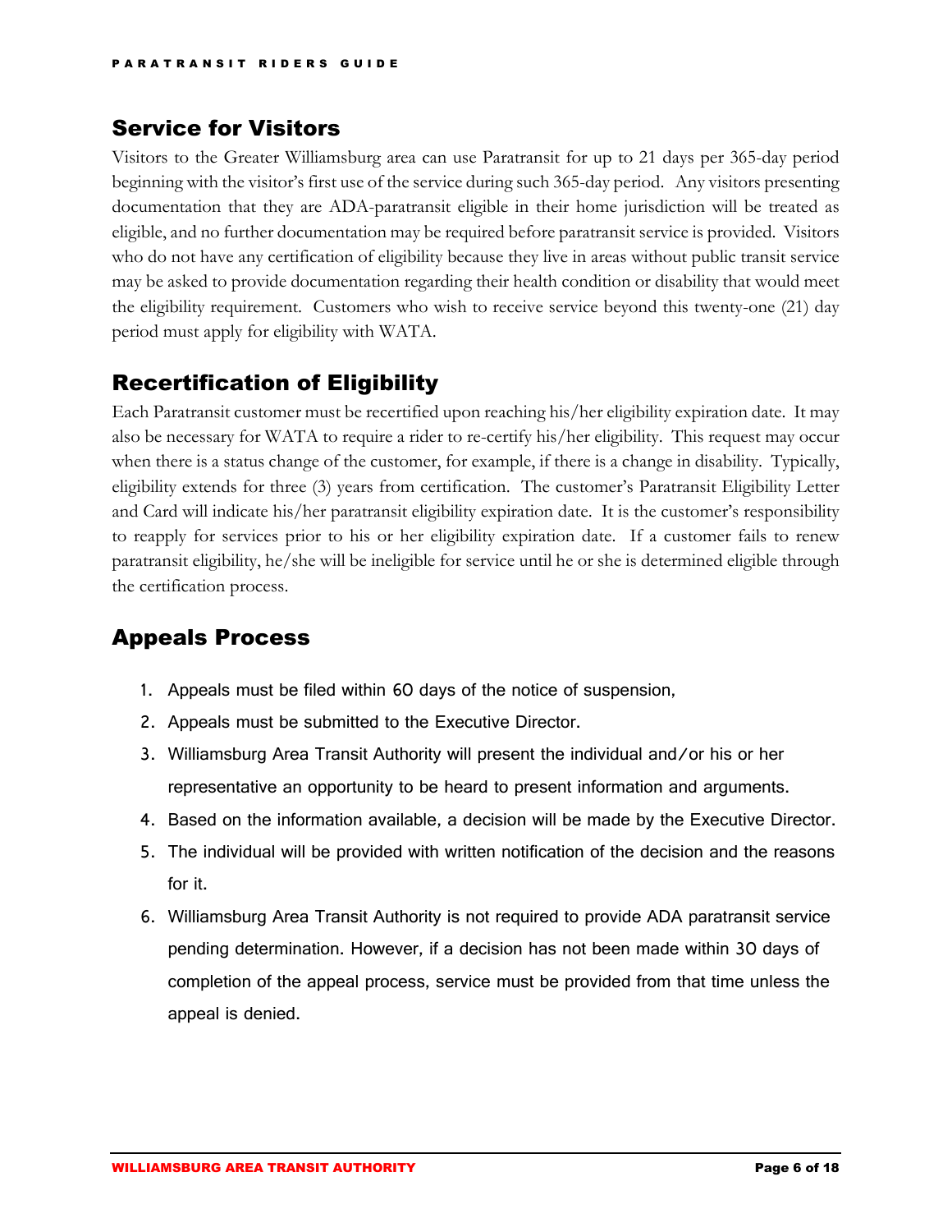## Service for Visitors

Visitors to the Greater Williamsburg area can use Paratransit for up to 21 days per 365-day period beginning with the visitor's first use of the service during such 365-day period. Any visitors presenting documentation that they are ADA-paratransit eligible in their home jurisdiction will be treated as eligible, and no further documentation may be required before paratransit service is provided. Visitors who do not have any certification of eligibility because they live in areas without public transit service may be asked to provide documentation regarding their health condition or disability that would meet the eligibility requirement. Customers who wish to receive service beyond this twenty-one (21) day period must apply for eligibility with WATA.

## Recertification of Eligibility

Each Paratransit customer must be recertified upon reaching his/her eligibility expiration date. It may also be necessary for WATA to require a rider to re-certify his/her eligibility. This request may occur when there is a status change of the customer, for example, if there is a change in disability. Typically, eligibility extends for three (3) years from certification. The customer's Paratransit Eligibility Letter and Card will indicate his/her paratransit eligibility expiration date. It is the customer's responsibility to reapply for services prior to his or her eligibility expiration date. If a customer fails to renew paratransit eligibility, he/she will be ineligible for service until he or she is determined eligible through the certification process.

## Appeals Process

1. Appeals must be filed within 60 days of the notice of suspension,
2. Appeals must be submitted to the Executive Director.
3. Williamsburg Area Transit Authority will present the individual and/or his or her representative an opportunity to be heard to present information and arguments.
4. Based on the information available, a decision will be made by the Executive Director.
5. The individual will be provided with written notification of the decision and the reasons for it.
6. Williamsburg Area Transit Authority is not required to provide ADA paratransit service pending determination. However, if a decision has not been made within 30 days of completion of the appeal process, service must be provided from that time unless the appeal is denied.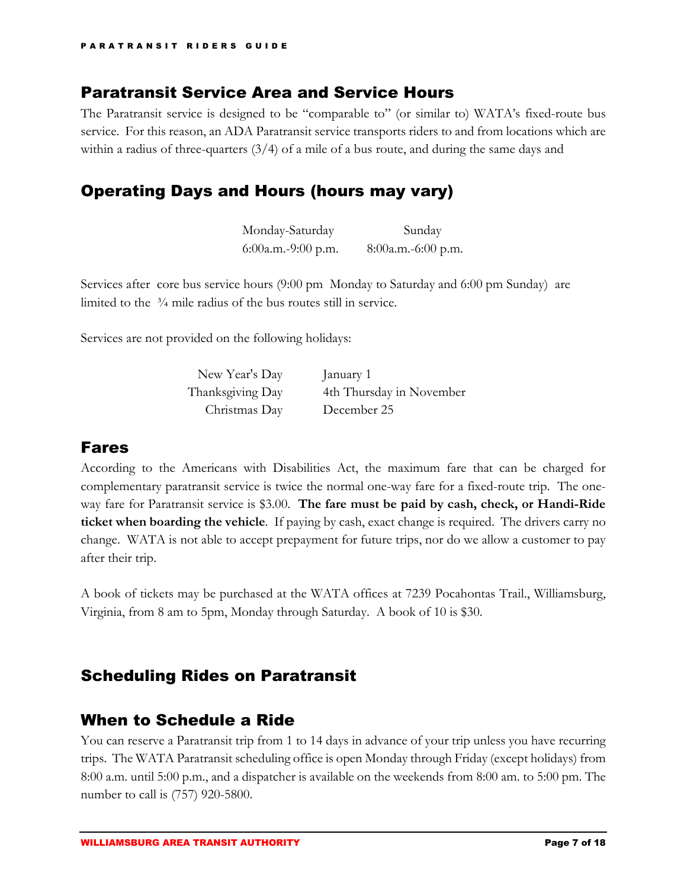## Paratransit Service Area and Service Hours

The Paratransit service is designed to be "comparable to" (or similar to) WATA's fixed-route bus service. For this reason, an ADA Paratransit service transports riders to and from locations which are within a radius of three-quarters (3/4) of a mile of a bus route, and during the same days and

## Operating Days and Hours (hours may vary)

| Monday-Saturday | Sunday |
|---|---|
| 6:00a.m.-9:00 p.m. | 8:00a.m.-6:00 p.m. |

Services after core bus service hours (9:00 pm Monday to Saturday and 6:00 pm Sunday) are limited to the ¾ mile radius of the bus routes still in service.

Services are not provided on the following holidays:

| | |
|---|---|
| New Year's Day | January 1 |
| Thanksgiving Day | 4th Thursday in November |
| Christmas Day | December 25 |

## Fares

According to the Americans with Disabilities Act, the maximum fare that can be charged for complementary paratransit service is twice the normal one-way fare for a fixed-route trip. The one-way fare for Paratransit service is $3.00. **The fare must be paid by cash, check, or Handi-Ride ticket when boarding the vehicle**. If paying by cash, exact change is required. The drivers carry no change. WATA is not able to accept prepayment for future trips, nor do we allow a customer to pay after their trip.

A book of tickets may be purchased at the WATA offices at 7239 Pocahontas Trail., Williamsburg, Virginia, from 8 am to 5pm, Monday through Saturday. A book of 10 is $30.

## Scheduling Rides on Paratransit

## When to Schedule a Ride

You can reserve a Paratransit trip from 1 to 14 days in advance of your trip unless you have recurring trips. The WATA Paratransit scheduling office is open Monday through Friday (except holidays) from 8:00 a.m. until 5:00 p.m., and a dispatcher is available on the weekends from 8:00 am. to 5:00 pm. The number to call is (757) 920-5800.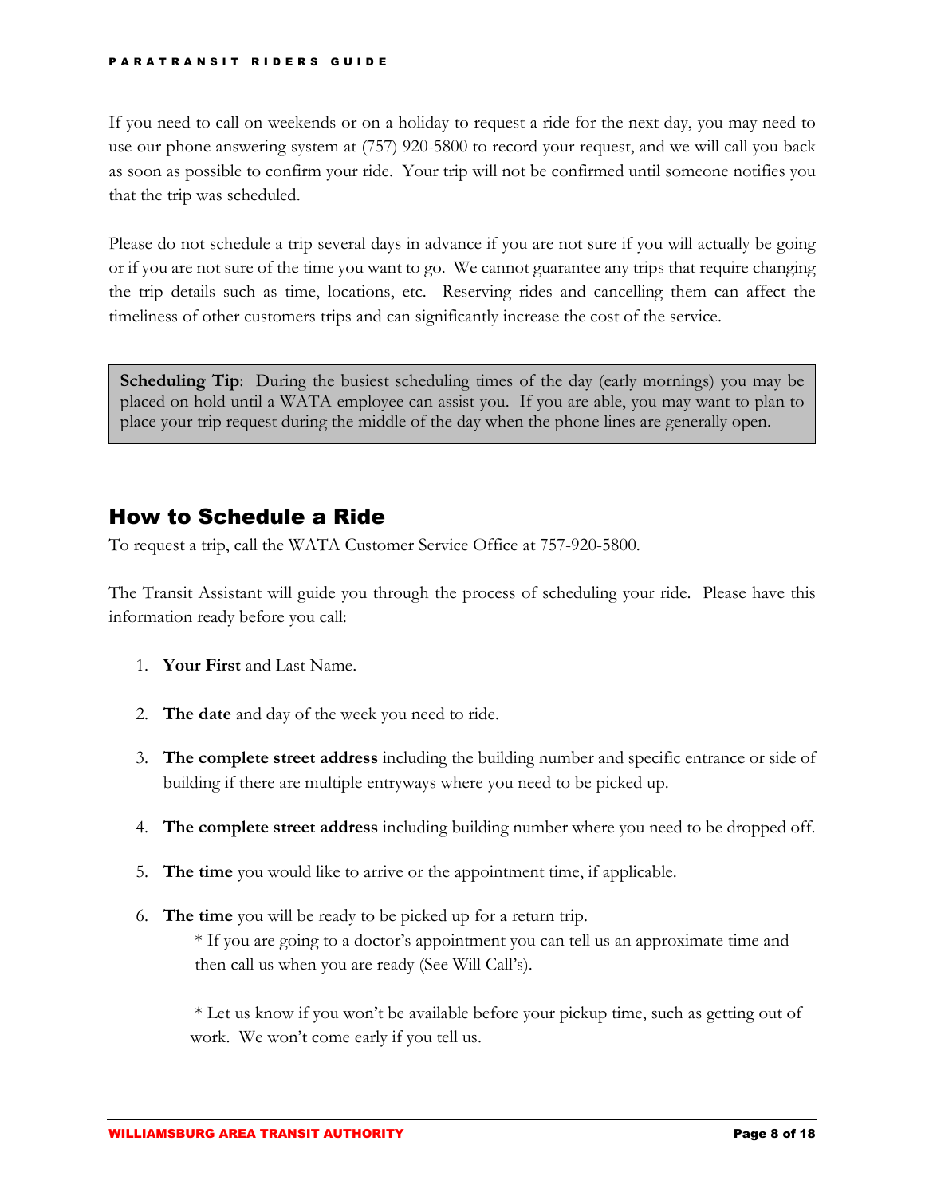If you need to call on weekends or on a holiday to request a ride for the next day, you may need to use our phone answering system at (757) 920-5800 to record your request, and we will call you back as soon as possible to confirm your ride. Your trip will not be confirmed until someone notifies you that the trip was scheduled.

Please do not schedule a trip several days in advance if you are not sure if you will actually be going or if you are not sure of the time you want to go. We cannot guarantee any trips that require changing the trip details such as time, locations, etc. Reserving rides and cancelling them can affect the timeliness of other customers trips and can significantly increase the cost of the service.

> **Scheduling Tip**: During the busiest scheduling times of the day (early mornings) you may be placed on hold until a WATA employee can assist you. If you are able, you may want to plan to place your trip request during the middle of the day when the phone lines are generally open.

## How to Schedule a Ride

To request a trip, call the WATA Customer Service Office at 757-920-5800.

The Transit Assistant will guide you through the process of scheduling your ride. Please have this information ready before you call:

1. **Your First** and Last Name.
2. **The date** and day of the week you need to ride.
3. **The complete street address** including the building number and specific entrance or side of building if there are multiple entryways where you need to be picked up.
4. **The complete street address** including building number where you need to be dropped off.
5. **The time** you would like to arrive or the appointment time, if applicable.
6. **The time** you will be ready to be picked up for a return trip.

   * If you are going to a doctor's appointment you can tell us an approximate time and then call us when you are ready (See Will Call's).

   * Let us know if you won't be available before your pickup time, such as getting out of work. We won't come early if you tell us.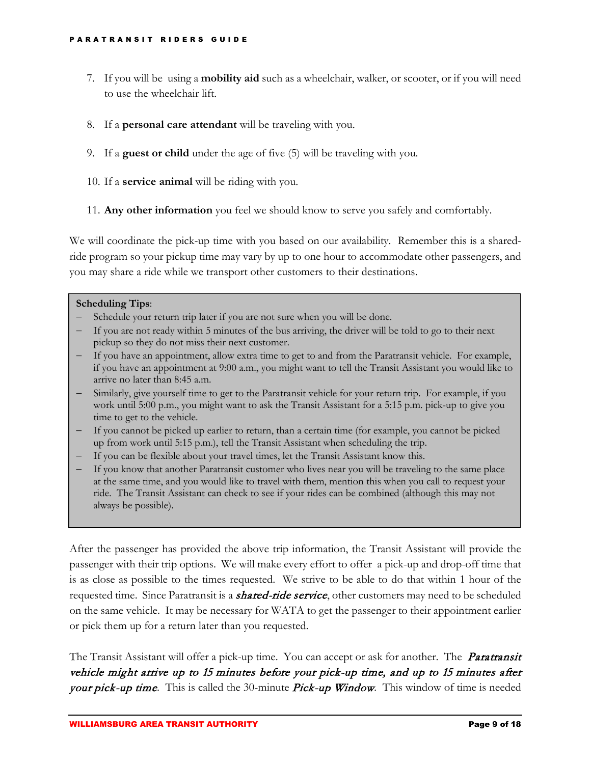7. If you will be using a **mobility aid** such as a wheelchair, walker, or scooter, or if you will need to use the wheelchair lift.

8. If a **personal care attendant** will be traveling with you.

9. If a **guest or child** under the age of five (5) will be traveling with you.

10. If a **service animal** will be riding with you.

11. **Any other information** you feel we should know to serve you safely and comfortably.

We will coordinate the pick-up time with you based on our availability. Remember this is a shared-ride program so your pickup time may vary by up to one hour to accommodate other passengers, and you may share a ride while we transport other customers to their destinations.

> **Scheduling Tips**:
>
> - Schedule your return trip later if you are not sure when you will be done.
> - If you are not ready within 5 minutes of the bus arriving, the driver will be told to go to their next pickup so they do not miss their next customer.
> - If you have an appointment, allow extra time to get to and from the Paratransit vehicle. For example, if you have an appointment at 9:00 a.m., you might want to tell the Transit Assistant you would like to arrive no later than 8:45 a.m.
> - Similarly, give yourself time to get to the Paratransit vehicle for your return trip. For example, if you work until 5:00 p.m., you might want to ask the Transit Assistant for a 5:15 p.m. pick-up to give you time to get to the vehicle.
> - If you cannot be picked up earlier to return, than a certain time (for example, you cannot be picked up from work until 5:15 p.m.), tell the Transit Assistant when scheduling the trip.
> - If you can be flexible about your travel times, let the Transit Assistant know this.
> - If you know that another Paratransit customer who lives near you will be traveling to the same place at the same time, and you would like to travel with them, mention this when you call to request your ride. The Transit Assistant can check to see if your rides can be combined (although this may not always be possible).

After the passenger has provided the above trip information, the Transit Assistant will provide the passenger with their trip options. We will make every effort to offer a pick-up and drop-off time that is as close as possible to the times requested. We strive to be able to do that within 1 hour of the requested time. Since Paratransit is a ***shared-ride service***, other customers may need to be scheduled on the same vehicle. It may be necessary for WATA to get the passenger to their appointment earlier or pick them up for a return later than you requested.

The Transit Assistant will offer a pick-up time. You can accept or ask for another. The *Paratransit vehicle might arrive up to 15 minutes before your pick-up time, and up to 15 minutes after your pick-up time*. This is called the 30-minute *Pick-up Window*. This window of time is needed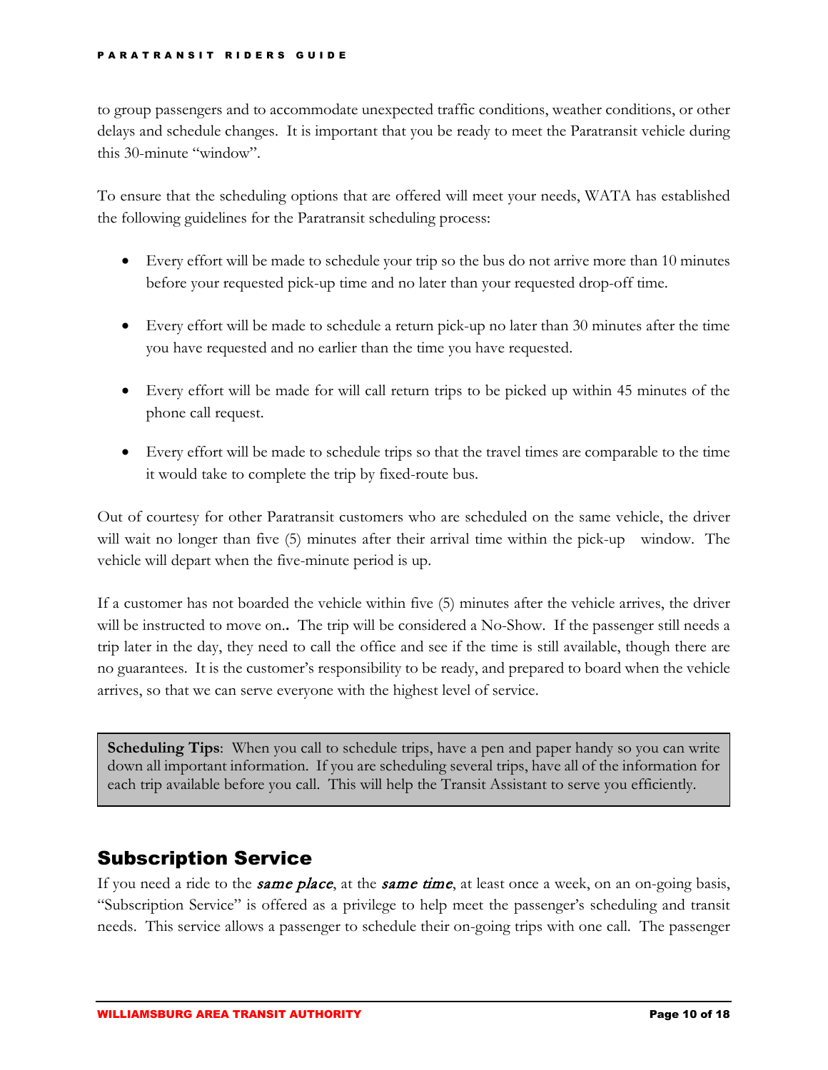to group passengers and to accommodate unexpected traffic conditions, weather conditions, or other delays and schedule changes. It is important that you be ready to meet the Paratransit vehicle during this 30-minute "window".

To ensure that the scheduling options that are offered will meet your needs, WATA has established the following guidelines for the Paratransit scheduling process:

- Every effort will be made to schedule your trip so the bus do not arrive more than 10 minutes before your requested pick-up time and no later than your requested drop-off time.

- Every effort will be made to schedule a return pick-up no later than 30 minutes after the time you have requested and no earlier than the time you have requested.

- Every effort will be made for will call return trips to be picked up within 45 minutes of the phone call request.

- Every effort will be made to schedule trips so that the travel times are comparable to the time it would take to complete the trip by fixed-route bus.

Out of courtesy for other Paratransit customers who are scheduled on the same vehicle, the driver will wait no longer than five (5) minutes after their arrival time within the pick-up window. The vehicle will depart when the five-minute period is up.

If a customer has not boarded the vehicle within five (5) minutes after the vehicle arrives, the driver will be instructed to move on.. The trip will be considered a No-Show. If the passenger still needs a trip later in the day, they need to call the office and see if the time is still available, though there are no guarantees. It is the customer's responsibility to be ready, and prepared to board when the vehicle arrives, so that we can serve everyone with the highest level of service.

> **Scheduling Tips**: When you call to schedule trips, have a pen and paper handy so you can write down all important information. If you are scheduling several trips, have all of the information for each trip available before you call. This will help the Transit Assistant to serve you efficiently.

## Subscription Service

If you need a ride to the ***same place***, at the ***same time***, at least once a week, on an on-going basis, "Subscription Service" is offered as a privilege to help meet the passenger's scheduling and transit needs. This service allows a passenger to schedule their on-going trips with one call. The passenger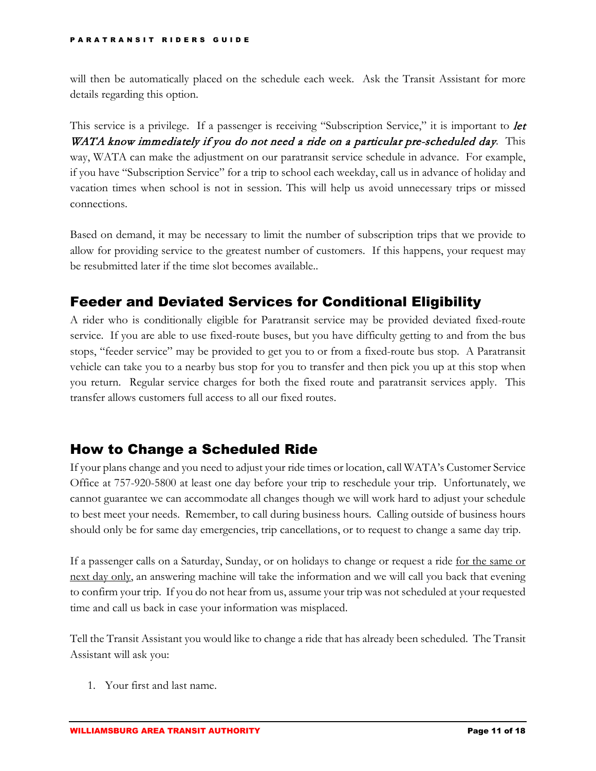will then be automatically placed on the schedule each week. Ask the Transit Assistant for more details regarding this option.

This service is a privilege. If a passenger is receiving "Subscription Service," it is important to ***let WATA know immediately if you do not need a ride on a particular pre-scheduled day***. This way, WATA can make the adjustment on our paratransit service schedule in advance. For example, if you have "Subscription Service" for a trip to school each weekday, call us in advance of holiday and vacation times when school is not in session. This will help us avoid unnecessary trips or missed connections.

Based on demand, it may be necessary to limit the number of subscription trips that we provide to allow for providing service to the greatest number of customers. If this happens, your request may be resubmitted later if the time slot becomes available..

## Feeder and Deviated Services for Conditional Eligibility

A rider who is conditionally eligible for Paratransit service may be provided deviated fixed-route service. If you are able to use fixed-route buses, but you have difficulty getting to and from the bus stops, "feeder service" may be provided to get you to or from a fixed-route bus stop. A Paratransit vehicle can take you to a nearby bus stop for you to transfer and then pick you up at this stop when you return. Regular service charges for both the fixed route and paratransit services apply. This transfer allows customers full access to all our fixed routes.

## How to Change a Scheduled Ride

If your plans change and you need to adjust your ride times or location, call WATA's Customer Service Office at 757-920-5800 at least one day before your trip to reschedule your trip. Unfortunately, we cannot guarantee we can accommodate all changes though we will work hard to adjust your schedule to best meet your needs. Remember, to call during business hours. Calling outside of business hours should only be for same day emergencies, trip cancellations, or to request to change a same day trip.

If a passenger calls on a Saturday, Sunday, or on holidays to change or request a ride <u>for the same or next day only</u>, an answering machine will take the information and we will call you back that evening to confirm your trip. If you do not hear from us, assume your trip was not scheduled at your requested time and call us back in case your information was misplaced.

Tell the Transit Assistant you would like to change a ride that has already been scheduled. The Transit Assistant will ask you:

1. Your first and last name.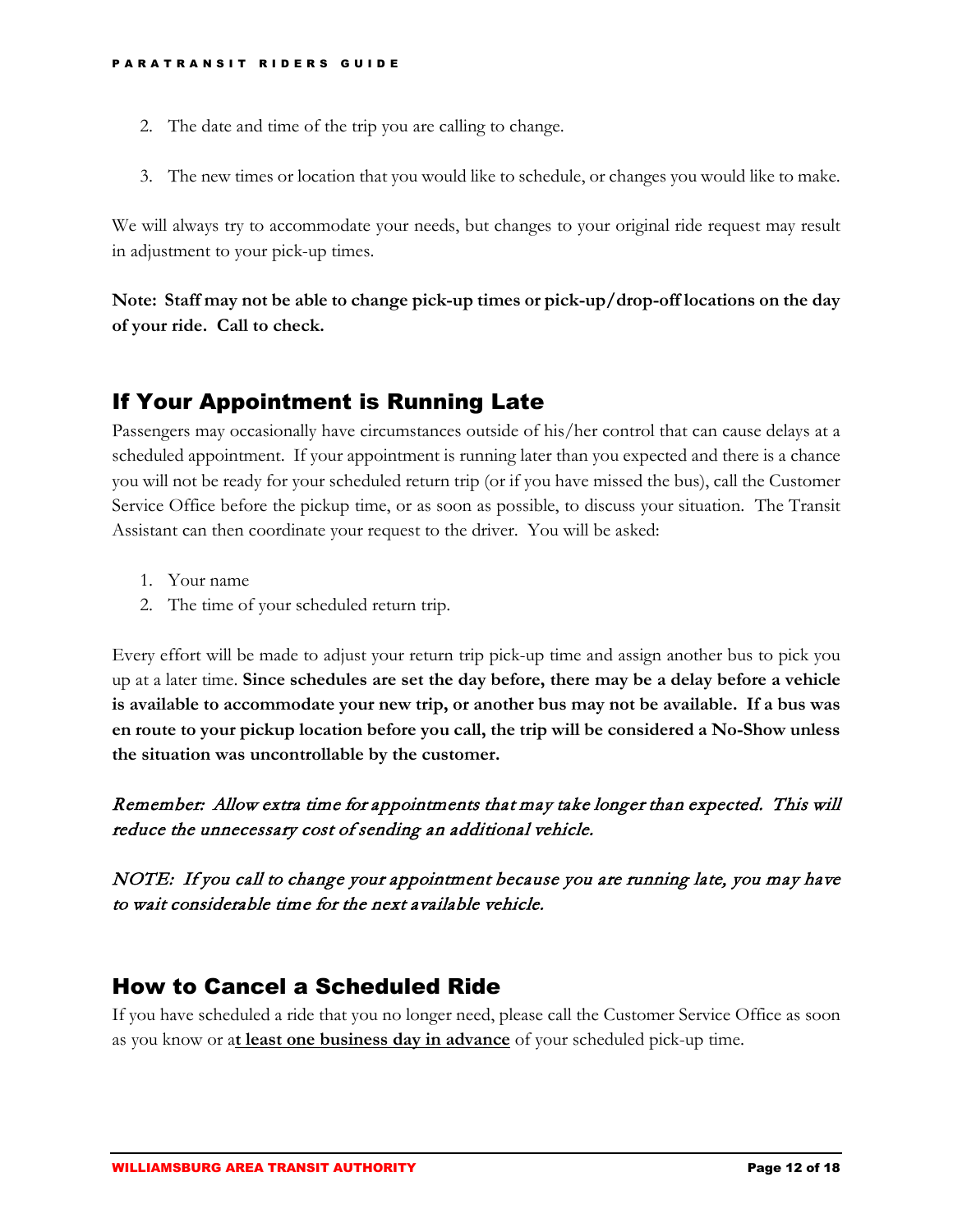2. The date and time of the trip you are calling to change.

3. The new times or location that you would like to schedule, or changes you would like to make.

We will always try to accommodate your needs, but changes to your original ride request may result in adjustment to your pick-up times.

**Note: Staff may not be able to change pick-up times or pick-up/drop-off locations on the day of your ride. Call to check.**

## If Your Appointment is Running Late

Passengers may occasionally have circumstances outside of his/her control that can cause delays at a scheduled appointment. If your appointment is running later than you expected and there is a chance you will not be ready for your scheduled return trip (or if you have missed the bus), call the Customer Service Office before the pickup time, or as soon as possible, to discuss your situation. The Transit Assistant can then coordinate your request to the driver. You will be asked:

1. Your name
2. The time of your scheduled return trip.

Every effort will be made to adjust your return trip pick-up time and assign another bus to pick you up at a later time. **Since schedules are set the day before, there may be a delay before a vehicle is available to accommodate your new trip, or another bus may not be available. If a bus was en route to your pickup location before you call, the trip will be considered a No-Show unless the situation was uncontrollable by the customer.**

*Remember: Allow extra time for appointments that may take longer than expected. This will reduce the unnecessary cost of sending an additional vehicle.*

*NOTE: If you call to change your appointment because you are running late, you may have to wait considerable time for the next available vehicle.*

## How to Cancel a Scheduled Ride

If you have scheduled a ride that you no longer need, please call the Customer Service Office as soon as you know or a**t least one business day in advance** of your scheduled pick-up time.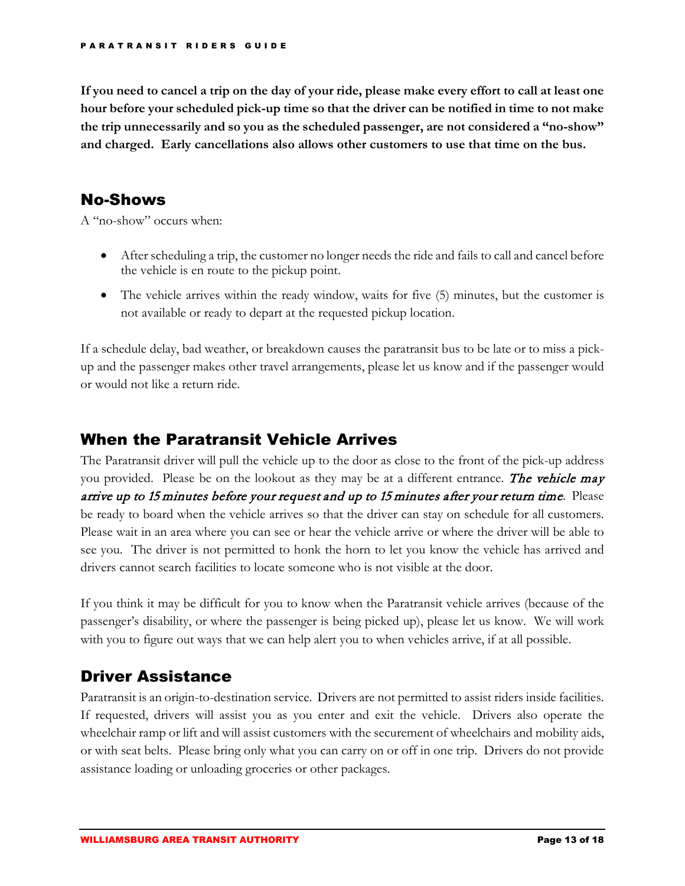**If you need to cancel a trip on the day of your ride, please make every effort to call at least one hour before your scheduled pick-up time so that the driver can be notified in time to not make the trip unnecessarily and so you as the scheduled passenger, are not considered a "no-show" and charged. Early cancellations also allows other customers to use that time on the bus.**

## No-Shows

A "no-show" occurs when:

- After scheduling a trip, the customer no longer needs the ride and fails to call and cancel before the vehicle is en route to the pickup point.
- The vehicle arrives within the ready window, waits for five (5) minutes, but the customer is not available or ready to depart at the requested pickup location.

If a schedule delay, bad weather, or breakdown causes the paratransit bus to be late or to miss a pick-up and the passenger makes other travel arrangements, please let us know and if the passenger would or would not like a return ride.

## When the Paratransit Vehicle Arrives

The Paratransit driver will pull the vehicle up to the door as close to the front of the pick-up address you provided. Please be on the lookout as they may be at a different entrance. ***The vehicle may arrive up to 15 minutes before your request and up to 15 minutes after your return time***. Please be ready to board when the vehicle arrives so that the driver can stay on schedule for all customers. Please wait in an area where you can see or hear the vehicle arrive or where the driver will be able to see you. The driver is not permitted to honk the horn to let you know the vehicle has arrived and drivers cannot search facilities to locate someone who is not visible at the door.

If you think it may be difficult for you to know when the Paratransit vehicle arrives (because of the passenger's disability, or where the passenger is being picked up), please let us know. We will work with you to figure out ways that we can help alert you to when vehicles arrive, if at all possible.

## Driver Assistance

Paratransit is an origin-to-destination service. Drivers are not permitted to assist riders inside facilities. If requested, drivers will assist you as you enter and exit the vehicle. Drivers also operate the wheelchair ramp or lift and will assist customers with the securement of wheelchairs and mobility aids, or with seat belts. Please bring only what you can carry on or off in one trip. Drivers do not provide assistance loading or unloading groceries or other packages.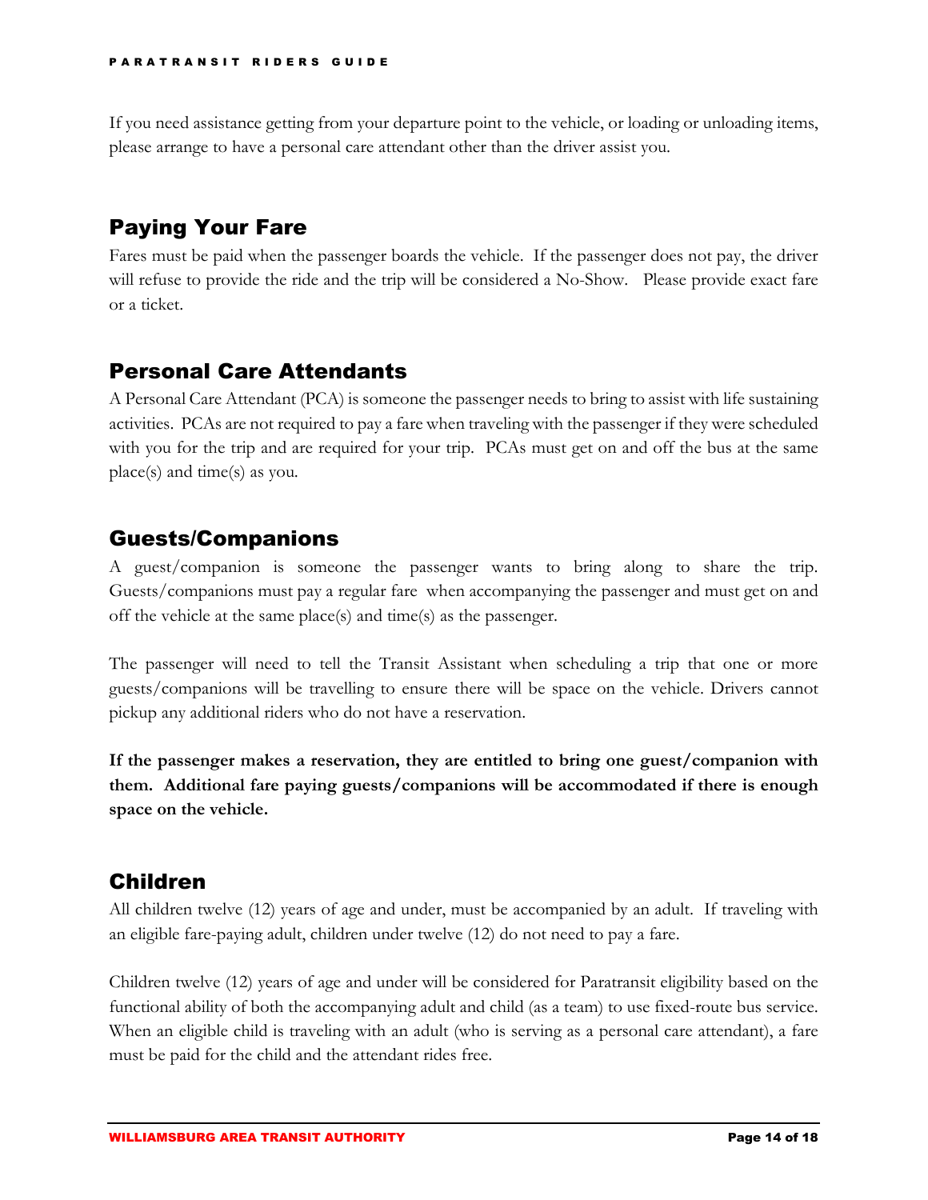If you need assistance getting from your departure point to the vehicle, or loading or unloading items, please arrange to have a personal care attendant other than the driver assist you.

## Paying Your Fare

Fares must be paid when the passenger boards the vehicle. If the passenger does not pay, the driver will refuse to provide the ride and the trip will be considered a No-Show. Please provide exact fare or a ticket.

## Personal Care Attendants

A Personal Care Attendant (PCA) is someone the passenger needs to bring to assist with life sustaining activities. PCAs are not required to pay a fare when traveling with the passenger if they were scheduled with you for the trip and are required for your trip. PCAs must get on and off the bus at the same place(s) and time(s) as you.

## Guests/Companions

A guest/companion is someone the passenger wants to bring along to share the trip. Guests/companions must pay a regular fare when accompanying the passenger and must get on and off the vehicle at the same place(s) and time(s) as the passenger.

The passenger will need to tell the Transit Assistant when scheduling a trip that one or more guests/companions will be travelling to ensure there will be space on the vehicle. Drivers cannot pickup any additional riders who do not have a reservation.

**If the passenger makes a reservation, they are entitled to bring one guest/companion with them. Additional fare paying guests/companions will be accommodated if there is enough space on the vehicle.**

## Children

All children twelve (12) years of age and under, must be accompanied by an adult. If traveling with an eligible fare-paying adult, children under twelve (12) do not need to pay a fare.

Children twelve (12) years of age and under will be considered for Paratransit eligibility based on the functional ability of both the accompanying adult and child (as a team) to use fixed-route bus service. When an eligible child is traveling with an adult (who is serving as a personal care attendant), a fare must be paid for the child and the attendant rides free.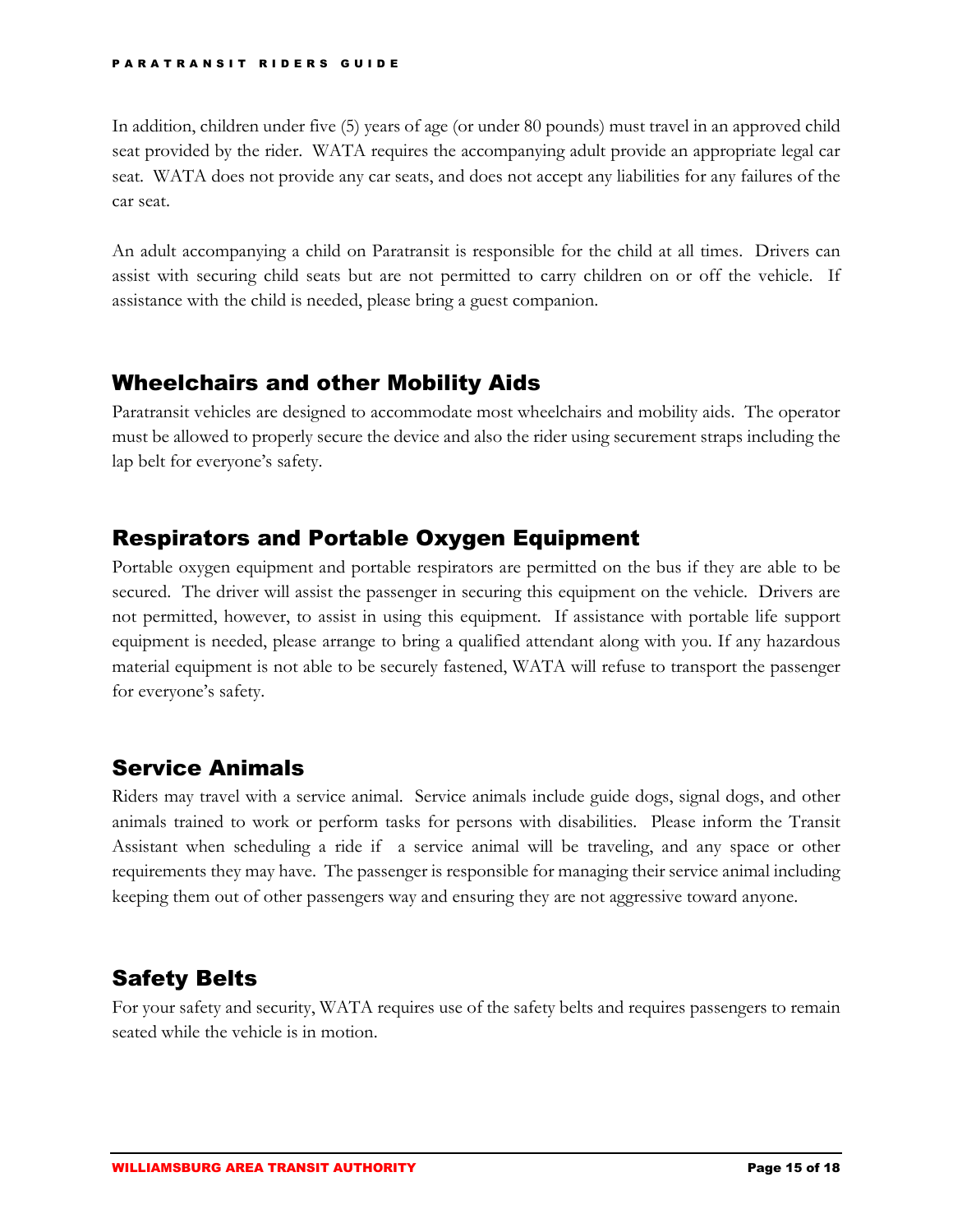In addition, children under five (5) years of age (or under 80 pounds) must travel in an approved child seat provided by the rider. WATA requires the accompanying adult provide an appropriate legal car seat. WATA does not provide any car seats, and does not accept any liabilities for any failures of the car seat.

An adult accompanying a child on Paratransit is responsible for the child at all times. Drivers can assist with securing child seats but are not permitted to carry children on or off the vehicle. If assistance with the child is needed, please bring a guest companion.

## Wheelchairs and other Mobility Aids

Paratransit vehicles are designed to accommodate most wheelchairs and mobility aids. The operator must be allowed to properly secure the device and also the rider using securement straps including the lap belt for everyone's safety.

## Respirators and Portable Oxygen Equipment

Portable oxygen equipment and portable respirators are permitted on the bus if they are able to be secured. The driver will assist the passenger in securing this equipment on the vehicle. Drivers are not permitted, however, to assist in using this equipment. If assistance with portable life support equipment is needed, please arrange to bring a qualified attendant along with you. If any hazardous material equipment is not able to be securely fastened, WATA will refuse to transport the passenger for everyone's safety.

## Service Animals

Riders may travel with a service animal. Service animals include guide dogs, signal dogs, and other animals trained to work or perform tasks for persons with disabilities. Please inform the Transit Assistant when scheduling a ride if a service animal will be traveling, and any space or other requirements they may have. The passenger is responsible for managing their service animal including keeping them out of other passengers way and ensuring they are not aggressive toward anyone.

## Safety Belts

For your safety and security, WATA requires use of the safety belts and requires passengers to remain seated while the vehicle is in motion.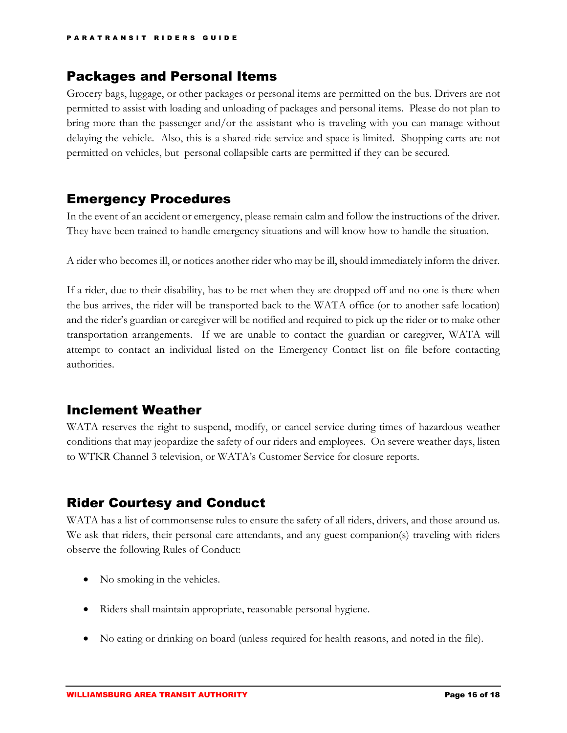## Packages and Personal Items

Grocery bags, luggage, or other packages or personal items are permitted on the bus. Drivers are not permitted to assist with loading and unloading of packages and personal items. Please do not plan to bring more than the passenger and/or the assistant who is traveling with you can manage without delaying the vehicle. Also, this is a shared-ride service and space is limited. Shopping carts are not permitted on vehicles, but personal collapsible carts are permitted if they can be secured.

## Emergency Procedures

In the event of an accident or emergency, please remain calm and follow the instructions of the driver. They have been trained to handle emergency situations and will know how to handle the situation.

A rider who becomes ill, or notices another rider who may be ill, should immediately inform the driver.

If a rider, due to their disability, has to be met when they are dropped off and no one is there when the bus arrives, the rider will be transported back to the WATA office (or to another safe location) and the rider's guardian or caregiver will be notified and required to pick up the rider or to make other transportation arrangements. If we are unable to contact the guardian or caregiver, WATA will attempt to contact an individual listed on the Emergency Contact list on file before contacting authorities.

## Inclement Weather

WATA reserves the right to suspend, modify, or cancel service during times of hazardous weather conditions that may jeopardize the safety of our riders and employees. On severe weather days, listen to WTKR Channel 3 television, or WATA's Customer Service for closure reports.

## Rider Courtesy and Conduct

WATA has a list of commonsense rules to ensure the safety of all riders, drivers, and those around us. We ask that riders, their personal care attendants, and any guest companion(s) traveling with riders observe the following Rules of Conduct:

- No smoking in the vehicles.
- Riders shall maintain appropriate, reasonable personal hygiene.
- No eating or drinking on board (unless required for health reasons, and noted in the file).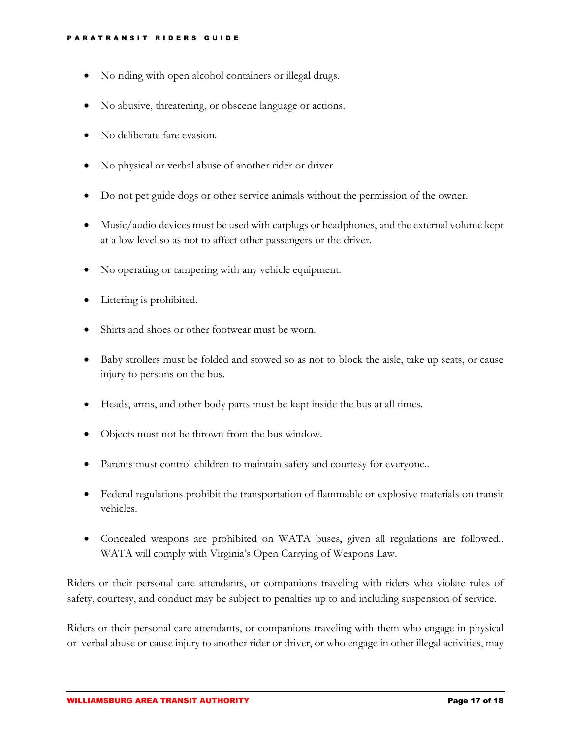- No riding with open alcohol containers or illegal drugs.
- No abusive, threatening, or obscene language or actions.
- No deliberate fare evasion.
- No physical or verbal abuse of another rider or driver.
- Do not pet guide dogs or other service animals without the permission of the owner.
- Music/audio devices must be used with earplugs or headphones, and the external volume kept at a low level so as not to affect other passengers or the driver.
- No operating or tampering with any vehicle equipment.
- Littering is prohibited.
- Shirts and shoes or other footwear must be worn.
- Baby strollers must be folded and stowed so as not to block the aisle, take up seats, or cause injury to persons on the bus.
- Heads, arms, and other body parts must be kept inside the bus at all times.
- Objects must not be thrown from the bus window.
- Parents must control children to maintain safety and courtesy for everyone..
- Federal regulations prohibit the transportation of flammable or explosive materials on transit vehicles.
- Concealed weapons are prohibited on WATA buses, given all regulations are followed.. WATA will comply with Virginia's Open Carrying of Weapons Law.

Riders or their personal care attendants, or companions traveling with riders who violate rules of safety, courtesy, and conduct may be subject to penalties up to and including suspension of service.

Riders or their personal care attendants, or companions traveling with them who engage in physical or verbal abuse or cause injury to another rider or driver, or who engage in other illegal activities, may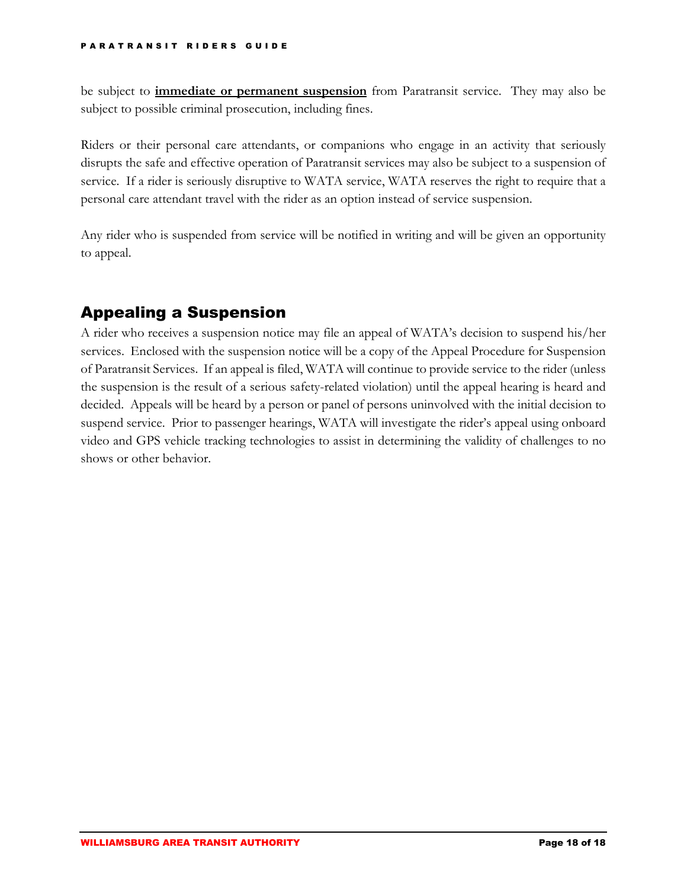be subject to **<u>immediate or permanent suspension</u>** from Paratransit service. They may also be subject to possible criminal prosecution, including fines.

Riders or their personal care attendants, or companions who engage in an activity that seriously disrupts the safe and effective operation of Paratransit services may also be subject to a suspension of service. If a rider is seriously disruptive to WATA service, WATA reserves the right to require that a personal care attendant travel with the rider as an option instead of service suspension.

Any rider who is suspended from service will be notified in writing and will be given an opportunity to appeal.

## Appealing a Suspension

A rider who receives a suspension notice may file an appeal of WATA's decision to suspend his/her services. Enclosed with the suspension notice will be a copy of the Appeal Procedure for Suspension of Paratransit Services. If an appeal is filed, WATA will continue to provide service to the rider (unless the suspension is the result of a serious safety-related violation) until the appeal hearing is heard and decided. Appeals will be heard by a person or panel of persons uninvolved with the initial decision to suspend service. Prior to passenger hearings, WATA will investigate the rider's appeal using onboard video and GPS vehicle tracking technologies to assist in determining the validity of challenges to no shows or other behavior.